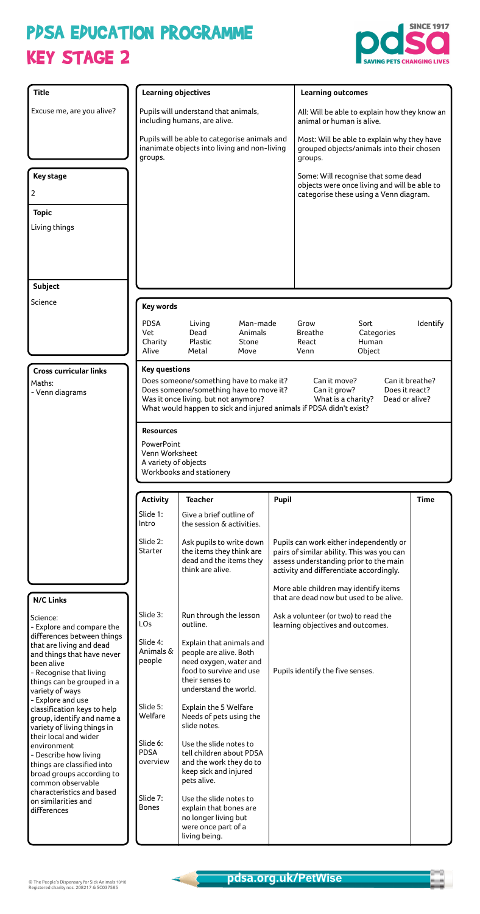# PDSA EDUCATION PROGRAMME
# KEY STAGE 2

**Title**

Excuse me, are you alive?

**Key stage**

2

**Topic**

Living things

**Subject**

Science

**Cross curricular links**

Maths:
- Venn diagrams

**N/C Links**

Science:
- Explore and compare the differences between things that are living and dead and things that have never been alive
- Recognise that living things can be grouped in a variety of ways
- Explore and use classification keys to help group, identify and name a variety of living things in their local and wider environment
- Describe how living things are classified into broad groups according to common observable characteristics and based on similarities and differences

| Learning objectives | Learning outcomes |
| --- | --- |
| Pupils will understand that animals, including humans, are alive.<br><br>Pupils will be able to categorise animals and inanimate objects into living and non-living groups. | All: Will be able to explain how they know an animal or human is alive.<br><br>Most: Will be able to explain why they have grouped objects/animals into their chosen groups.<br><br>Some: Will recognise that some dead objects were once living and will be able to categorise these using a Venn diagram. |

**Key words**

| | | | | | |
| --- | --- | --- | --- | --- | --- |
| PDSA | Living | Man-made | Grow | Sort | Identify |
| Vet | Dead | Animals | Breathe | Categories | |
| Charity | Plastic | Stone | React | Human | |
| Alive | Metal | Move | Venn | Object | |

**Key questions**

- Does someone/something have to make it?
- Does someone/something have to move it?
- Was it once living. but not anymore?
- What would happen to sick and injured animals if PDSA didn't exist?
- Can it move?
- Can it grow?
- What is a charity?
- Can it breathe?
- Does it react?
- Dead or alive?

**Resources**

PowerPoint
Venn Worksheet
A variety of objects
Workbooks and stationery

| Activity | Teacher | Pupil | Time |
| --- | --- | --- | --- |
| Slide 1: Intro | Give a brief outline of the session & activities. | | |
| Slide 2: Starter | Ask pupils to write down the items they think are dead and the items they think are alive. | Pupils can work either independently or pairs of similar ability. This was you can assess understanding prior to the main activity and differentiate accordingly.<br><br>More able children may identify items that are dead now but used to be alive. | |
| Slide 3: LOs | Run through the lesson outline. | Ask a volunteer (or two) to read the learning objectives and outcomes. | |
| Slide 4: Animals & people | Explain that animals and people are alive. Both need oxygen, water and food to survive and use their senses to understand the world. | Pupils identify the five senses. | |
| Slide 5: Welfare | Explain the 5 Welfare Needs of pets using the slide notes. | | |
| Slide 6: PDSA overview | Use the slide notes to tell children about PDSA and the work they do to keep sick and injured pets alive. | | |
| Slide 7: Bones | Use the slide notes to explain that bones are no longer living but were once part of a living being. | | |

© The People's Dispensary for Sick Animals 10/18
Registered charity nos. 208217 & SC037585

pdsa.org.uk/PetWise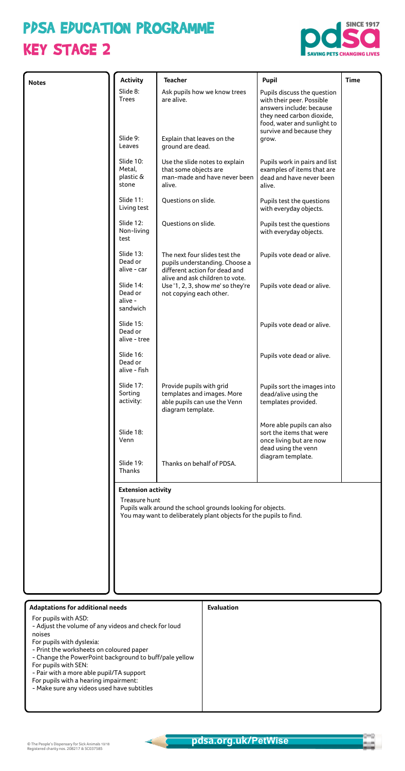# PDSA EDUCATION PROGRAMME
## KEY STAGE 2

| Notes | Activity | Teacher | Pupil | Time |
|---|---|---|---|---|
| | Slide 8: Trees | Ask pupils how we know trees are alive. | Pupils discuss the question with their peer. Possible answers include: because they need carbon dioxide, food, water and sunlight to survive and because they grow. | |
| | Slide 9: Leaves | Explain that leaves on the ground are dead. | | |
| | Slide 10: Metal, plastic & stone | Use the slide notes to explain that some objects are man-made and have never been alive. | Pupils work in pairs and list examples of items that are dead and have never been alive. | |
| | Slide 11: Living test | Questions on slide. | Pupils test the questions with everyday objects. | |
| | Slide 12: Non-living test | Questions on slide. | Pupils test the questions with everyday objects. | |
| | Slide 13: Dead or alive - car | The next four slides test the pupils understanding. Choose a different action for dead and alive and ask children to vote. Use '1, 2, 3, show me' so they're not copying each other. | Pupils vote dead or alive. | |
| | Slide 14: Dead or alive - sandwich | | Pupils vote dead or alive. | |
| | Slide 15: Dead or alive - tree | | Pupils vote dead or alive. | |
| | Slide 16: Dead or alive - fish | | Pupils vote dead or alive. | |
| | Slide 17: Sorting activity: | Provide pupils with grid templates and images. More able pupils can use the Venn diagram template. | Pupils sort the images into dead/alive using the templates provided. | |
| | Slide 18: Venn | | More able pupils can also sort the items that were once living but are now dead using the venn diagram template. | |
| | Slide 19: Thanks | Thanks on behalf of PDSA. | | |

**Extension activity**

Treasure hunt
Pupils walk around the school grounds looking for objects.
You may want to deliberately plant objects for the pupils to find.

| Adaptations for additional needs | Evaluation |
|---|---|
| For pupils with ASD:<br>- Adjust the volume of any videos and check for loud noises<br>For pupils with dyslexia:<br>- Print the worksheets on coloured paper<br>- Change the PowerPoint background to buff/pale yellow<br>For pupils with SEN:<br>- Pair with a more able pupil/TA support<br>For pupils with a hearing impairment:<br>- Make sure any videos used have subtitles | |

© The People's Dispensary for Sick Animals 10/18
Registered charity nos. 208217 & SC037585

pdsa.org.uk/PetWise